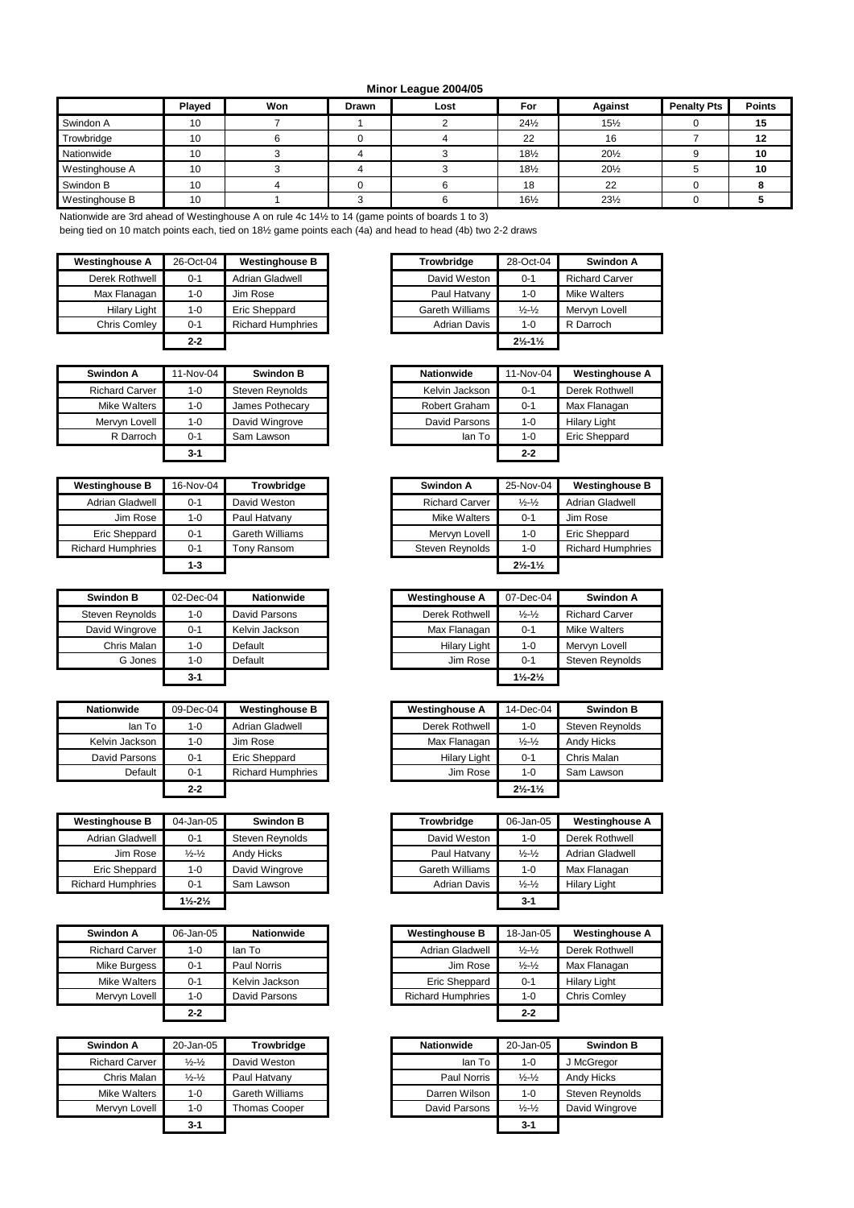## Minor League 2004/05

| | Played | Won | Drawn | Lost | For | Against | Penalty Pts | Points |
|---|---|---|---|---|---|---|---|---|
| Swindon A | 10 | 7 | 1 | 2 | 24½ | 15½ | 0 | 15 |
| Trowbridge | 10 | 6 | 0 | 4 | 22 | 16 | 7 | 12 |
| Nationwide | 10 | 3 | 4 | 3 | 18½ | 20½ | 9 | 10 |
| Westinghouse A | 10 | 3 | 4 | 3 | 18½ | 20½ | 5 | 10 |
| Swindon B | 10 | 4 | 0 | 6 | 18 | 22 | 0 | 8 |
| Westinghouse B | 10 | 1 | 3 | 6 | 16½ | 23½ | 0 | 5 |

Nationwide are 3rd ahead of Westinghouse A on rule 4c 14½ to 14 (game points of boards 1 to 3)
being tied on 10 match points each, tied on 18½ game points each (4a) and head to head (4b) two 2-2 draws

| Westinghouse A | 26-Oct-04 | Westinghouse B |
|---|---|---|
| Derek Rothwell | 0-1 | Adrian Gladwell |
| Max Flanagan | 1-0 | Jim Rose |
| Hilary Light | 1-0 | Eric Sheppard |
| Chris Comley | 0-1 | Richard Humphries |
| | **2-2** | |

| Trowbridge | 28-Oct-04 | Swindon A |
|---|---|---|
| David Weston | 0-1 | Richard Carver |
| Paul Hatvany | 1-0 | Mike Walters |
| Gareth Williams | ½-½ | Mervyn Lovell |
| Adrian Davis | 1-0 | R Darroch |
| | **2½-1½** | |

| Swindon A | 11-Nov-04 | Swindon B |
|---|---|---|
| Richard Carver | 1-0 | Steven Reynolds |
| Mike Walters | 1-0 | James Pothecary |
| Mervyn Lovell | 1-0 | David Wingrove |
| R Darroch | 0-1 | Sam Lawson |
| | **3-1** | |

| Nationwide | 11-Nov-04 | Westinghouse A |
|---|---|---|
| Kelvin Jackson | 0-1 | Derek Rothwell |
| Robert Graham | 0-1 | Max Flanagan |
| David Parsons | 1-0 | Hilary Light |
| Ian To | 1-0 | Eric Sheppard |
| | **2-2** | |

| Westinghouse B | 16-Nov-04 | Trowbridge |
|---|---|---|
| Adrian Gladwell | 0-1 | David Weston |
| Jim Rose | 1-0 | Paul Hatvany |
| Eric Sheppard | 0-1 | Gareth Williams |
| Richard Humphries | 0-1 | Tony Ransom |
| | **1-3** | |

| Swindon A | 25-Nov-04 | Westinghouse B |
|---|---|---|
| Richard Carver | ½-½ | Adrian Gladwell |
| Mike Walters | 0-1 | Jim Rose |
| Mervyn Lovell | 1-0 | Eric Sheppard |
| Steven Reynolds | 1-0 | Richard Humphries |
| | **2½-1½** | |

| Swindon B | 02-Dec-04 | Nationwide |
|---|---|---|
| Steven Reynolds | 1-0 | David Parsons |
| David Wingrove | 0-1 | Kelvin Jackson |
| Chris Malan | 1-0 | Default |
| G Jones | 1-0 | Default |
| | **3-1** | |

| Westinghouse A | 07-Dec-04 | Swindon A |
|---|---|---|
| Derek Rothwell | ½-½ | Richard Carver |
| Max Flanagan | 0-1 | Mike Walters |
| Hilary Light | 1-0 | Mervyn Lovell |
| Jim Rose | 0-1 | Steven Reynolds |
| | **1½-2½** | |

| Nationwide | 09-Dec-04 | Westinghouse B |
|---|---|---|
| Ian To | 1-0 | Adrian Gladwell |
| Kelvin Jackson | 1-0 | Jim Rose |
| David Parsons | 0-1 | Eric Sheppard |
| Default | 0-1 | Richard Humphries |
| | **2-2** | |

| Westinghouse A | 14-Dec-04 | Swindon B |
|---|---|---|
| Derek Rothwell | 1-0 | Steven Reynolds |
| Max Flanagan | ½-½ | Andy Hicks |
| Hilary Light | 0-1 | Chris Malan |
| Jim Rose | 1-0 | Sam Lawson |
| | **2½-1½** | |

| Westinghouse B | 04-Jan-05 | Swindon B |
|---|---|---|
| Adrian Gladwell | 0-1 | Steven Reynolds |
| Jim Rose | ½-½ | Andy Hicks |
| Eric Sheppard | 1-0 | David Wingrove |
| Richard Humphries | 0-1 | Sam Lawson |
| | **1½-2½** | |

| Trowbridge | 06-Jan-05 | Westinghouse A |
|---|---|---|
| David Weston | 1-0 | Derek Rothwell |
| Paul Hatvany | ½-½ | Adrian Gladwell |
| Gareth Williams | 1-0 | Max Flanagan |
| Adrian Davis | ½-½ | Hilary Light |
| | **3-1** | |

| Swindon A | 06-Jan-05 | Nationwide |
|---|---|---|
| Richard Carver | 1-0 | Ian To |
| Mike Burgess | 0-1 | Paul Norris |
| Mike Walters | 0-1 | Kelvin Jackson |
| Mervyn Lovell | 1-0 | David Parsons |
| | **2-2** | |

| Westinghouse B | 18-Jan-05 | Westinghouse A |
|---|---|---|
| Adrian Gladwell | ½-½ | Derek Rothwell |
| Jim Rose | ½-½ | Max Flanagan |
| Eric Sheppard | 0-1 | Hilary Light |
| Richard Humphries | 1-0 | Chris Comley |
| | **2-2** | |

| Swindon A | 20-Jan-05 | Trowbridge |
|---|---|---|
| Richard Carver | ½-½ | David Weston |
| Chris Malan | ½-½ | Paul Hatvany |
| Mike Walters | 1-0 | Gareth Williams |
| Mervyn Lovell | 1-0 | Thomas Cooper |
| | **3-1** | |

| Nationwide | 20-Jan-05 | Swindon B |
|---|---|---|
| Ian To | 1-0 | J McGregor |
| Paul Norris | ½-½ | Andy Hicks |
| Darren Wilson | 1-0 | Steven Reynolds |
| David Parsons | ½-½ | David Wingrove |
| | **3-1** | |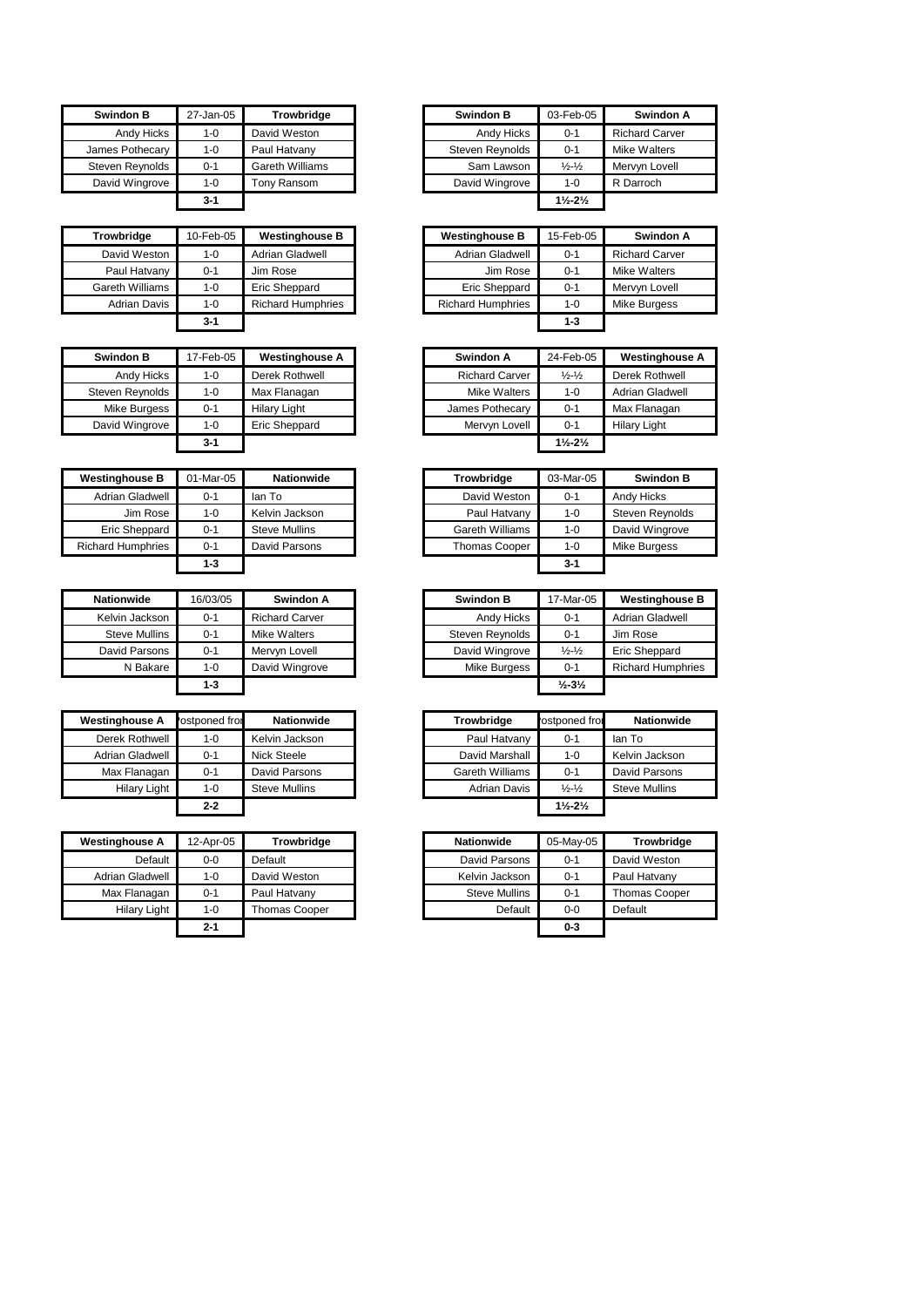| Swindon B | 27-Jan-05 | Trowbridge |
|---|---|---|
| Andy Hicks | 1-0 | David Weston |
| James Pothecary | 1-0 | Paul Hatvany |
| Steven Reynolds | 0-1 | Gareth Williams |
| David Wingrove | 1-0 | Tony Ransom |
| | 3-1 | |

| Swindon B | 03-Feb-05 | Swindon A |
|---|---|---|
| Andy Hicks | 0-1 | Richard Carver |
| Steven Reynolds | 0-1 | Mike Walters |
| Sam Lawson | ½-½ | Mervyn Lovell |
| David Wingrove | 1-0 | R Darroch |
| | 1½-2½ | |

| Trowbridge | 10-Feb-05 | Westinghouse B |
|---|---|---|
| David Weston | 1-0 | Adrian Gladwell |
| Paul Hatvany | 0-1 | Jim Rose |
| Gareth Williams | 1-0 | Eric Sheppard |
| Adrian Davis | 1-0 | Richard Humphries |
| | 3-1 | |

| Westinghouse B | 15-Feb-05 | Swindon A |
|---|---|---|
| Adrian Gladwell | 0-1 | Richard Carver |
| Jim Rose | 0-1 | Mike Walters |
| Eric Sheppard | 0-1 | Mervyn Lovell |
| Richard Humphries | 1-0 | Mike Burgess |
| | 1-3 | |

| Swindon B | 17-Feb-05 | Westinghouse A |
|---|---|---|
| Andy Hicks | 1-0 | Derek Rothwell |
| Steven Reynolds | 1-0 | Max Flanagan |
| Mike Burgess | 0-1 | Hilary Light |
| David Wingrove | 1-0 | Eric Sheppard |
| | 3-1 | |

| Swindon A | 24-Feb-05 | Westinghouse A |
|---|---|---|
| Richard Carver | ½-½ | Derek Rothwell |
| Mike Walters | 1-0 | Adrian Gladwell |
| James Pothecary | 0-1 | Max Flanagan |
| Mervyn Lovell | 0-1 | Hilary Light |
| | 1½-2½ | |

| Westinghouse B | 01-Mar-05 | Nationwide |
|---|---|---|
| Adrian Gladwell | 0-1 | Ian To |
| Jim Rose | 1-0 | Kelvin Jackson |
| Eric Sheppard | 0-1 | Steve Mullins |
| Richard Humphries | 0-1 | David Parsons |
| | 1-3 | |

| Trowbridge | 03-Mar-05 | Swindon B |
|---|---|---|
| David Weston | 0-1 | Andy Hicks |
| Paul Hatvany | 1-0 | Steven Reynolds |
| Gareth Williams | 1-0 | David Wingrove |
| Thomas Cooper | 1-0 | Mike Burgess |
| | 3-1 | |

| Nationwide | 16/03/05 | Swindon A |
|---|---|---|
| Kelvin Jackson | 0-1 | Richard Carver |
| Steve Mullins | 0-1 | Mike Walters |
| David Parsons | 0-1 | Mervyn Lovell |
| N Bakare | 1-0 | David Wingrove |
| | 1-3 | |

| Swindon B | 17-Mar-05 | Westinghouse B |
|---|---|---|
| Andy Hicks | 0-1 | Adrian Gladwell |
| Steven Reynolds | 0-1 | Jim Rose |
| David Wingrove | ½-½ | Eric Sheppard |
| Mike Burgess | 0-1 | Richard Humphries |
| | ½-3½ | |

| Westinghouse A | ostponed fro | Nationwide |
|---|---|---|
| Derek Rothwell | 1-0 | Kelvin Jackson |
| Adrian Gladwell | 0-1 | Nick Steele |
| Max Flanagan | 0-1 | David Parsons |
| Hilary Light | 1-0 | Steve Mullins |
| | 2-2 | |

| Trowbridge | ostponed fro | Nationwide |
|---|---|---|
| Paul Hatvany | 0-1 | Ian To |
| David Marshall | 1-0 | Kelvin Jackson |
| Gareth Williams | 0-1 | David Parsons |
| Adrian Davis | ½-½ | Steve Mullins |
| | 1½-2½ | |

| Westinghouse A | 12-Apr-05 | Trowbridge |
|---|---|---|
| Default | 0-0 | Default |
| Adrian Gladwell | 1-0 | David Weston |
| Max Flanagan | 0-1 | Paul Hatvany |
| Hilary Light | 1-0 | Thomas Cooper |
| | 2-1 | |

| Nationwide | 05-May-05 | Trowbridge |
|---|---|---|
| David Parsons | 0-1 | David Weston |
| Kelvin Jackson | 0-1 | Paul Hatvany |
| Steve Mullins | 0-1 | Thomas Cooper |
| Default | 0-0 | Default |
| | 0-3 | |